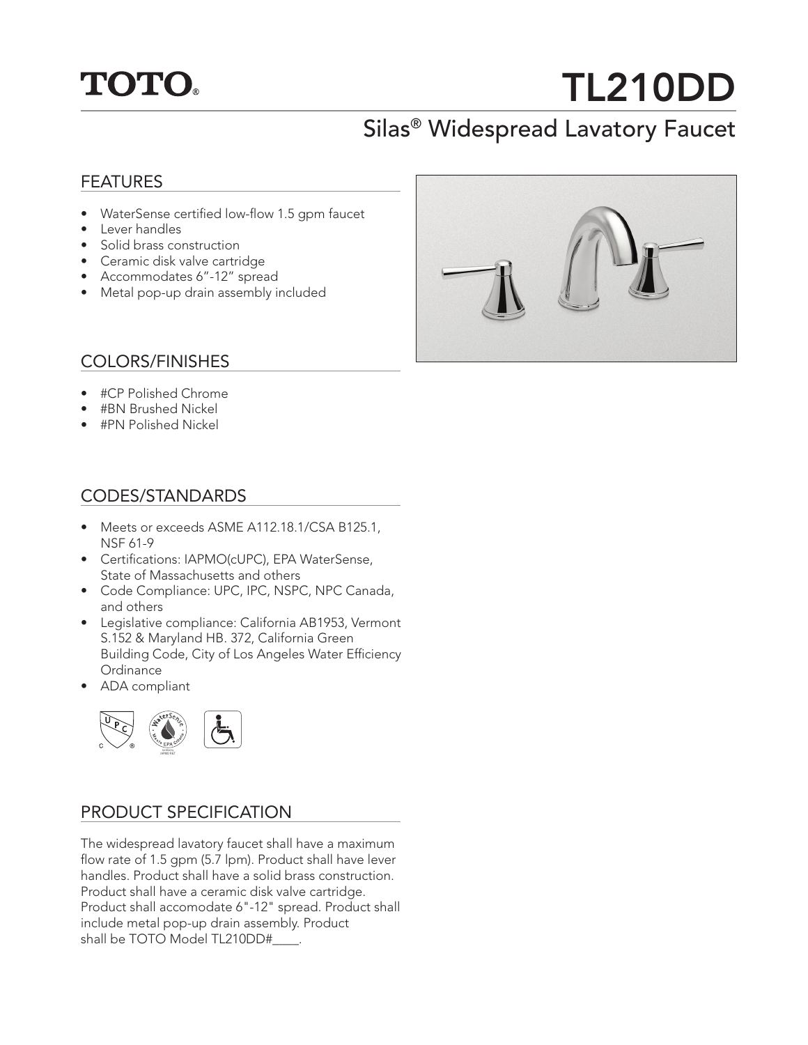TOTO®

# TL210DD

## Silas® Widespread Lavatory Faucet

### FEATURES

- WaterSense certified low-flow 1.5 gpm faucet
- Lever handles
- Solid brass construction
- Ceramic disk valve cartridge
- Accommodates 6"-12" spread
- Metal pop-up drain assembly included

### COLORS/FINISHES

- #CP Polished Chrome
- #BN Brushed Nickel
- #PN Polished Nickel

### CODES/STANDARDS

- Meets or exceeds ASME A112.18.1/CSA B125.1, NSF 61-9
- Certifications: IAPMO(cUPC), EPA WaterSense, State of Massachusetts and others
- Code Compliance: UPC, IPC, NSPC, NPC Canada, and others
- Legislative compliance: California AB1953, Vermont S.152 & Maryland HB. 372, California Green Building Code, City of Los Angeles Water Efficiency Ordinance
- ADA compliant

### PRODUCT SPECIFICATION

The widespread lavatory faucet shall have a maximum flow rate of 1.5 gpm (5.7 lpm). Product shall have lever handles. Product shall have a solid brass construction. Product shall have a ceramic disk valve cartridge. Product shall accomodate 6"-12" spread. Product shall include metal pop-up drain assembly. Product shall be TOTO Model TL210DD#____.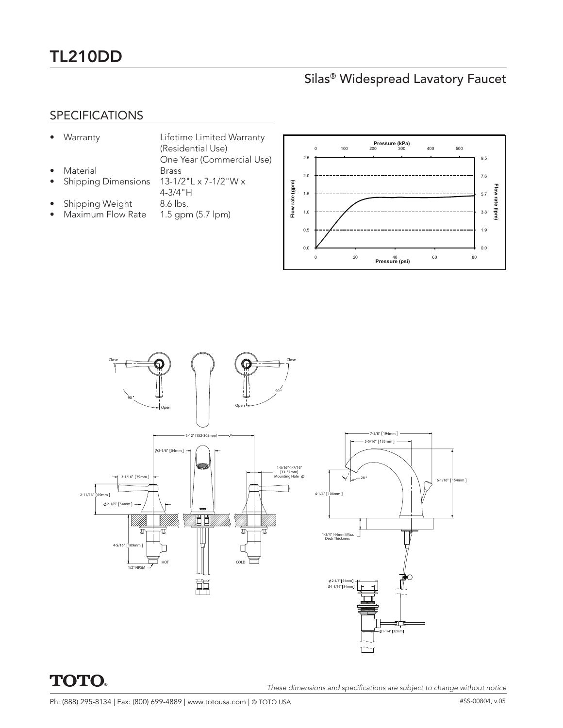# TL210DD

## Silas® Widespread Lavatory Faucet

### SPECIFICATIONS

- Warranty — Lifetime Limited Warranty (Residential Use) One Year (Commercial Use)
- Material — Brass
- Shipping Dimensions — 13-1/2"L x 7-1/2"W x 4-3/4"H
- Shipping Weight — 8.6 lbs.
- Maximum Flow Rate — 1.5 gpm (5.7 lpm)

Pressure (kPa)
0 100 200 300 400 500
Flow rate (gpm)
2.5 2.0 1.5 1.0 0.5 0.0
Flow rate (lpm)
9.5 7.6 5.7 3.8 1.9 0.0
0 20 40 60 80
Pressure (psi)

Close
Close
90°
90°
Open
Open

6-12" [152-305mm]
⌀2-1/8" [54mm]
1-5/16"-1-7/16" [33-37mm] Mounting Hole ⌀
3-1/16" [79mm]
2-11/16" [69mm]
⌀2-1/8" [54mm]
4-5/16" [109mm]
HOT
COLD
1/2" NPSM

7-5/8" [194mm]
5-5/16" [135mm]
28°
6-1/16" [154mm]
4-1/4" [108mm]
1-3/4" [44mm] Max. Deck Thickness
⌀2-1/8" [54mm]
⌀1-5/16" [34mm]
⌀1-1/4" [32mm]

*These dimensions and specifications are subject to change without notice*

Ph: (888) 295-8134 | Fax: (800) 699-4889 | www.totousa.com | © TOTO USA

#SS-00804, v.05